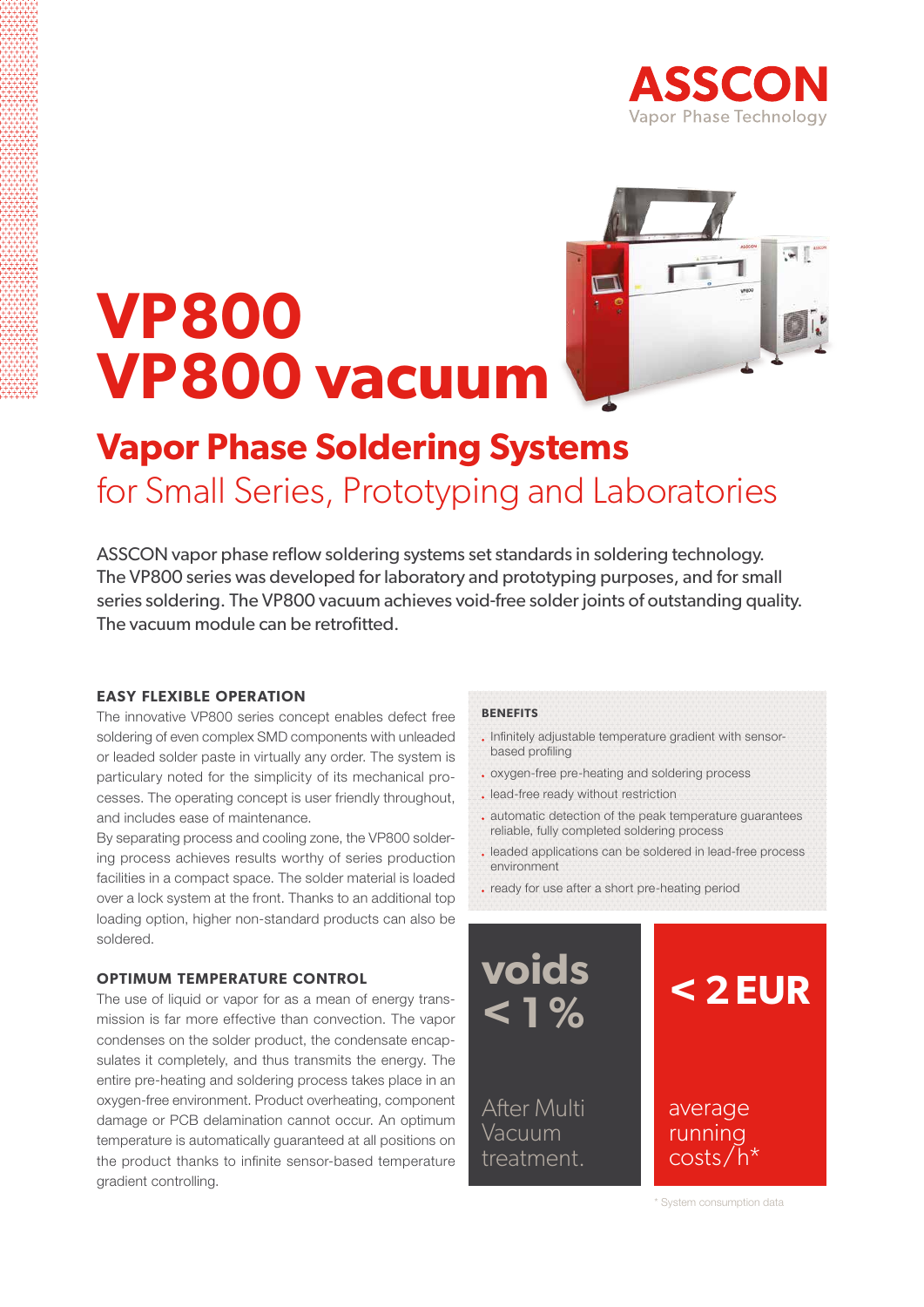ASSCON
Vapor Phase Technology

# VP800
# VP800 vacuum

## Vapor Phase Soldering Systems
for Small Series, Prototyping and Laboratories

ASSCON vapor phase reflow soldering systems set standards in soldering technology. The VP800 series was developed for laboratory and prototyping purposes, and for small series soldering. The VP800 vacuum achieves void-free solder joints of outstanding quality. The vacuum module can be retrofitted.

### EASY FLEXIBLE OPERATION

The innovative VP800 series concept enables defect free soldering of even complex SMD components with unleaded or leaded solder paste in virtually any order. The system is particulary noted for the simplicity of its mechanical processes. The operating concept is user friendly throughout, and includes ease of maintenance.

By separating process and cooling zone, the VP800 soldering process achieves results worthy of series production facilities in a compact space. The solder material is loaded over a lock system at the front. Thanks to an additional top loading option, higher non-standard products can also be soldered.

### OPTIMUM TEMPERATURE CONTROL

The use of liquid or vapor for as a mean of energy transmission is far more effective than convection. The vapor condenses on the solder product, the condensate encapsulates it completely, and thus transmits the energy. The entire pre-heating and soldering process takes place in an oxygen-free environment. Product overheating, component damage or PCB delamination cannot occur. An optimum temperature is automatically guaranteed at all positions on the product thanks to infinite sensor-based temperature gradient controlling.

### BENEFITS

- Infinitely adjustable temperature gradient with sensor-based profiling
- oxygen-free pre-heating and soldering process
- lead-free ready without restriction
- automatic detection of the peak temperature guarantees reliable, fully completed soldering process
- leaded applications can be soldered in lead-free process environment
- ready for use after a short pre-heating period

**voids < 1 %**

After Multi Vacuum treatment.

**< 2 EUR**

average running costs/h*

* System consumption data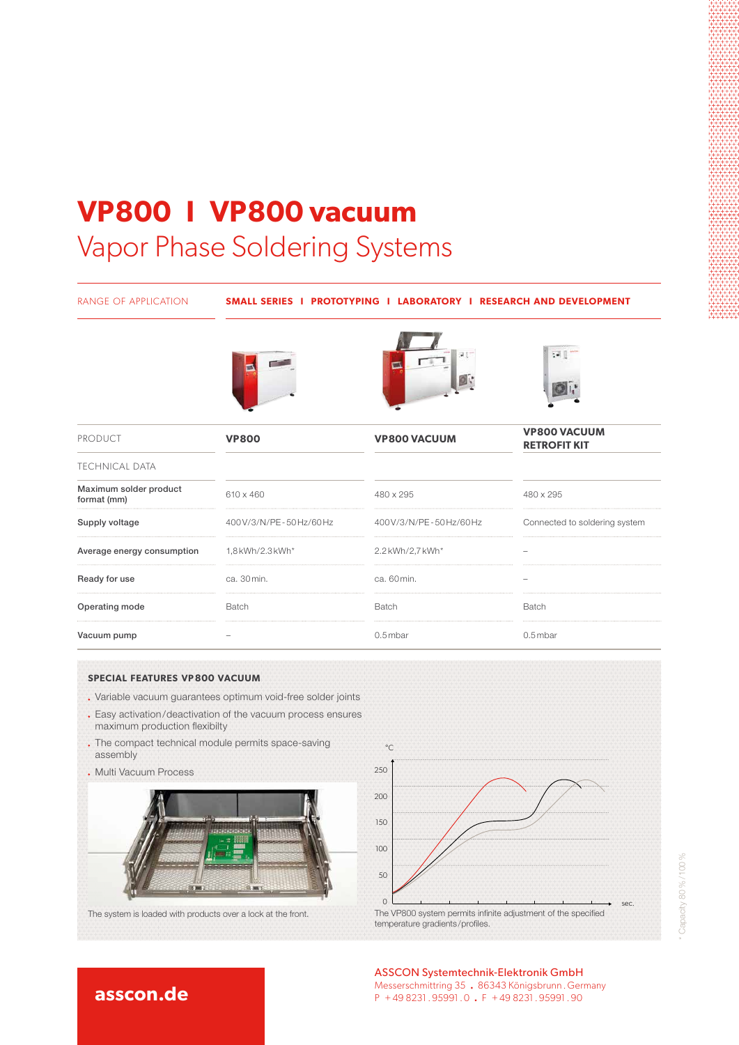# VP800 I VP800 vacuum
## Vapor Phase Soldering Systems

RANGE OF APPLICATION — **SMALL SERIES I PROTOTYPING I LABORATORY I RESEARCH AND DEVELOPMENT**

| PRODUCT | VP800 | VP800 VACUUM | VP800 VACUUM RETROFIT KIT |
|---|---|---|---|
| TECHNICAL DATA | | | |
| **Maximum solder product format (mm)** | 610 x 460 | 480 x 295 | 480 x 295 |
| **Supply voltage** | 400V/3/N/PE-50Hz/60Hz | 400V/3/N/PE-50Hz/60Hz | Connected to soldering system |
| **Average energy consumption** | 1,8kWh/2.3kWh* | 2.2kWh/2,7kWh* | – |
| **Ready for use** | ca. 30min. | ca. 60min. | – |
| **Operating mode** | Batch | Batch | Batch |
| **Vacuum pump** | – | 0.5mbar | 0.5mbar |

### SPECIAL FEATURES VP800 VACUUM

- Variable vacuum guarantees optimum void-free solder joints
- Easy activation/deactivation of the vacuum process ensures maximum production flexibilty
- The compact technical module permits space-saving assembly
- Multi Vacuum Process

The system is loaded with products over a lock at the front.

°C
250
200
150
100
50
0
sec.

The VP800 system permits infinite adjustment of the specified temperature gradients/profiles.

\* Capacity 80%/100%

**asscon.de**

ASSCON Systemtechnik-Elektronik GmbH
Messerschmittring 35 . 86343 Königsbrunn . Germany
P +49 8231.95991.0 . F +49 8231.95991.90